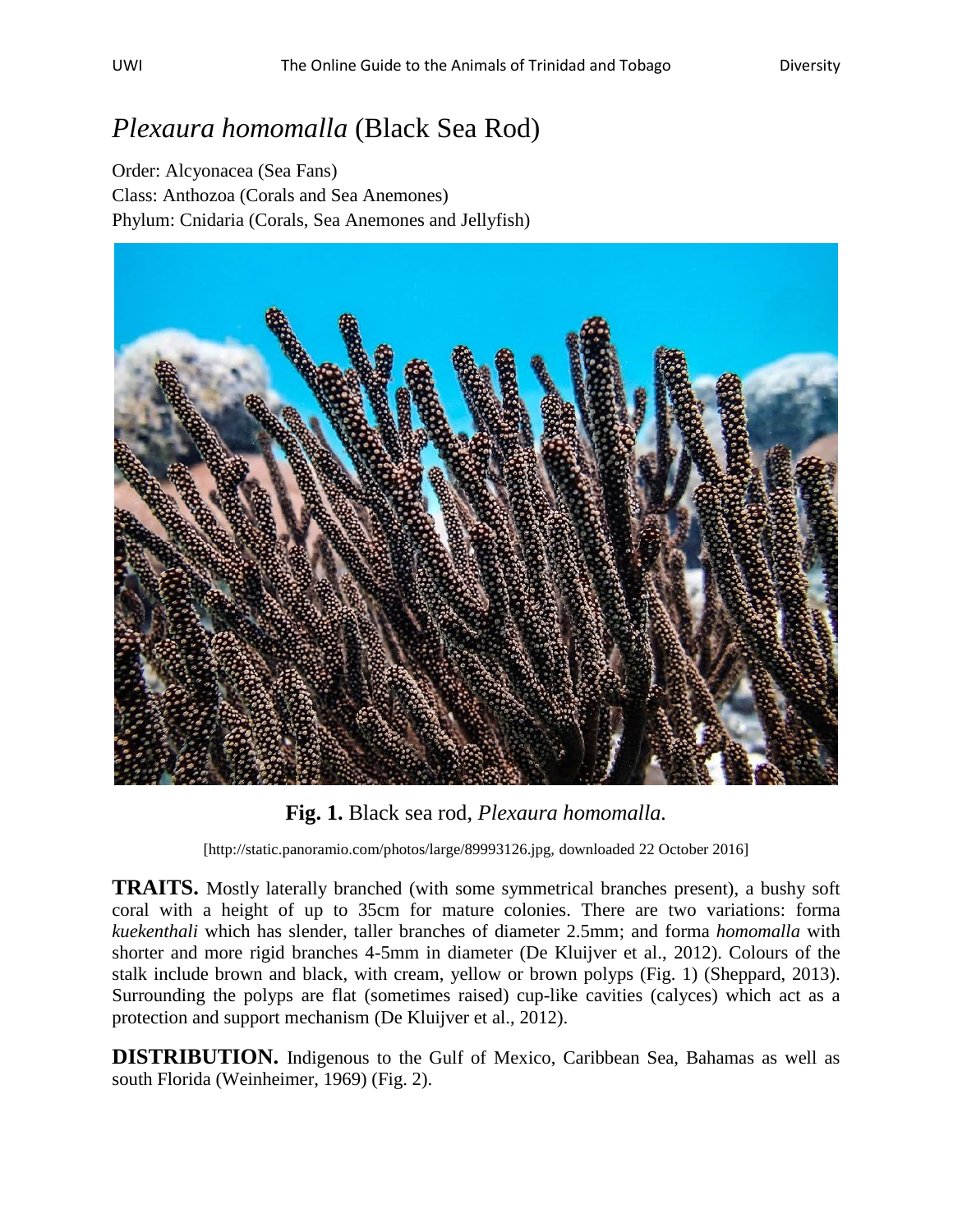# *Plexaura homomalla* (Black Sea Rod)

Order: Alcyonacea (Sea Fans)
Class: Anthozoa (Corals and Sea Anemones)
Phylum: Cnidaria (Corals, Sea Anemones and Jellyfish)

**Fig. 1.** Black sea rod, *Plexaura homomalla.*

[http://static.panoramio.com/photos/large/89993126.jpg, downloaded 22 October 2016]

**TRAITS.** Mostly laterally branched (with some symmetrical branches present), a bushy soft coral with a height of up to 35cm for mature colonies. There are two variations: forma *kuekenthali* which has slender, taller branches of diameter 2.5mm; and forma *homomalla* with shorter and more rigid branches 4-5mm in diameter (De Kluijver et al., 2012). Colours of the stalk include brown and black, with cream, yellow or brown polyps (Fig. 1) (Sheppard, 2013). Surrounding the polyps are flat (sometimes raised) cup-like cavities (calyces) which act as a protection and support mechanism (De Kluijver et al., 2012).

**DISTRIBUTION.** Indigenous to the Gulf of Mexico, Caribbean Sea, Bahamas as well as south Florida (Weinheimer, 1969) (Fig. 2).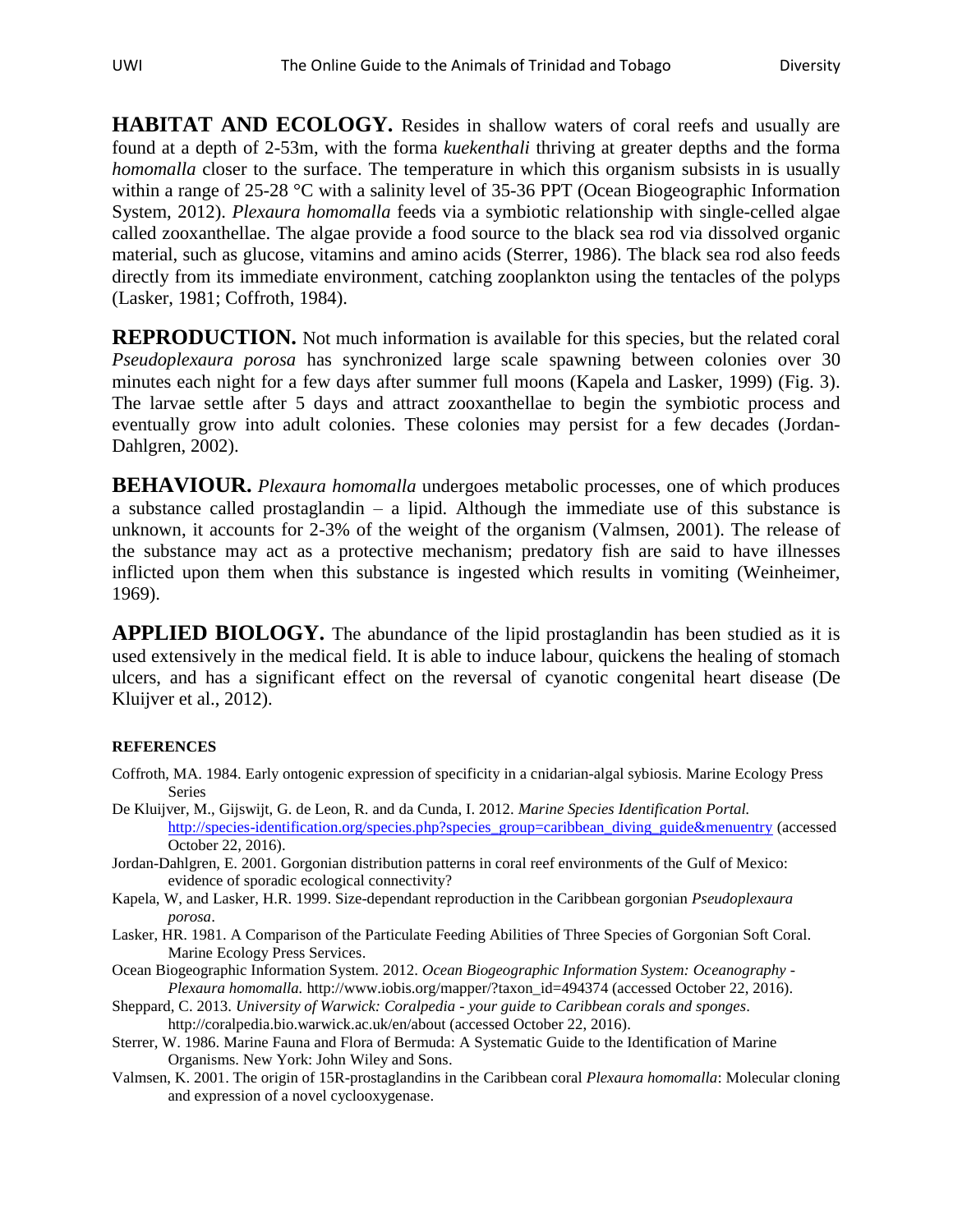**HABITAT AND ECOLOGY.** Resides in shallow waters of coral reefs and usually are found at a depth of 2-53m, with the forma *kuekenthali* thriving at greater depths and the forma *homomalla* closer to the surface. The temperature in which this organism subsists in is usually within a range of 25-28 °C with a salinity level of 35-36 PPT (Ocean Biogeographic Information System, 2012). *Plexaura homomalla* feeds via a symbiotic relationship with single-celled algae called zooxanthellae. The algae provide a food source to the black sea rod via dissolved organic material, such as glucose, vitamins and amino acids (Sterrer, 1986). The black sea rod also feeds directly from its immediate environment, catching zooplankton using the tentacles of the polyps (Lasker, 1981; Coffroth, 1984).

**REPRODUCTION.** Not much information is available for this species, but the related coral *Pseudoplexaura porosa* has synchronized large scale spawning between colonies over 30 minutes each night for a few days after summer full moons (Kapela and Lasker, 1999) (Fig. 3). The larvae settle after 5 days and attract zooxanthellae to begin the symbiotic process and eventually grow into adult colonies. These colonies may persist for a few decades (Jordan-Dahlgren, 2002).

**BEHAVIOUR.** *Plexaura homomalla* undergoes metabolic processes, one of which produces a substance called prostaglandin – a lipid. Although the immediate use of this substance is unknown, it accounts for 2-3% of the weight of the organism (Valmsen, 2001). The release of the substance may act as a protective mechanism; predatory fish are said to have illnesses inflicted upon them when this substance is ingested which results in vomiting (Weinheimer, 1969).

**APPLIED BIOLOGY.** The abundance of the lipid prostaglandin has been studied as it is used extensively in the medical field. It is able to induce labour, quickens the healing of stomach ulcers, and has a significant effect on the reversal of cyanotic congenital heart disease (De Kluijver et al., 2012).

**REFERENCES**

Coffroth, MA. 1984. Early ontogenic expression of specificity in a cnidarian-algal sybiosis. Marine Ecology Press Series

De Kluijver, M., Gijswijt, G. de Leon, R. and da Cunda, I. 2012. *Marine Species Identification Portal.* http://species-identification.org/species.php?species_group=caribbean_diving_guide&menuentry (accessed October 22, 2016).

Jordan-Dahlgren, E. 2001. Gorgonian distribution patterns in coral reef environments of the Gulf of Mexico: evidence of sporadic ecological connectivity?

Kapela, W, and Lasker, H.R. 1999. Size-dependant reproduction in the Caribbean gorgonian *Pseudoplexaura porosa*.

Lasker, HR. 1981. A Comparison of the Particulate Feeding Abilities of Three Species of Gorgonian Soft Coral. Marine Ecology Press Services.

Ocean Biogeographic Information System. 2012. *Ocean Biogeographic Information System: Oceanography - Plexaura homomalla.* http://www.iobis.org/mapper/?taxon_id=494374 (accessed October 22, 2016).

Sheppard, C. 2013. *University of Warwick: Coralpedia - your guide to Caribbean corals and sponges*. http://coralpedia.bio.warwick.ac.uk/en/about (accessed October 22, 2016).

Sterrer, W. 1986. Marine Fauna and Flora of Bermuda: A Systematic Guide to the Identification of Marine Organisms. New York: John Wiley and Sons.

Valmsen, K. 2001. The origin of 15R-prostaglandins in the Caribbean coral *Plexaura homomalla*: Molecular cloning and expression of a novel cyclooxygenase.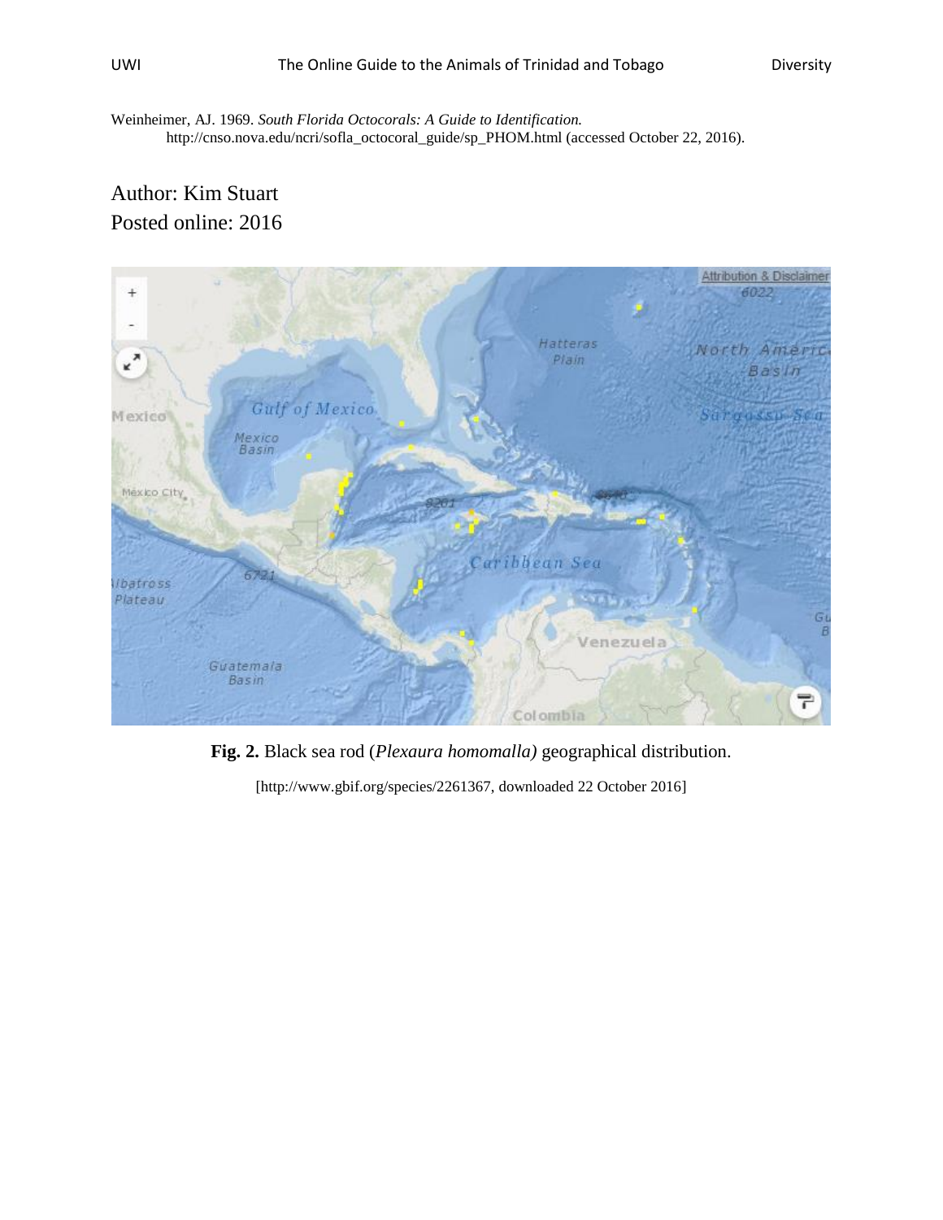Weinheimer, AJ. 1969. *South Florida Octocorals: A Guide to Identification.* http://cnso.nova.edu/ncri/sofla_octocoral_guide/sp_PHOM.html (accessed October 22, 2016).

Author: Kim Stuart

Posted online: 2016

**Fig. 2.** Black sea rod (*Plexaura homomalla)* geographical distribution.

[http://www.gbif.org/species/2261367, downloaded 22 October 2016]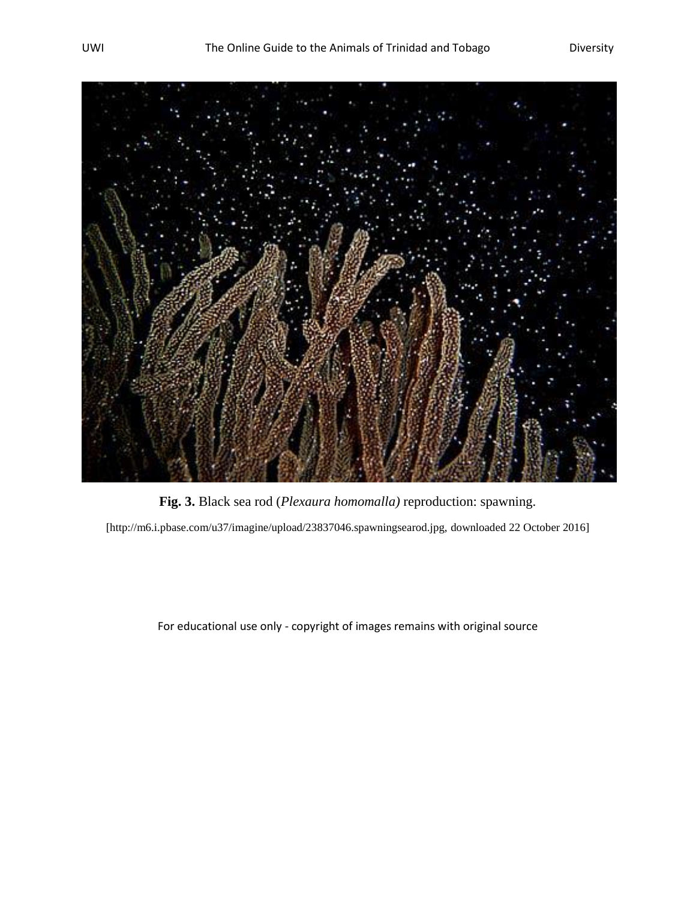**Fig. 3.** Black sea rod (*Plexaura homomalla)* reproduction: spawning.

[http://m6.i.pbase.com/u37/imagine/upload/23837046.spawningsearod.jpg, downloaded 22 October 2016]

For educational use only - copyright of images remains with original source